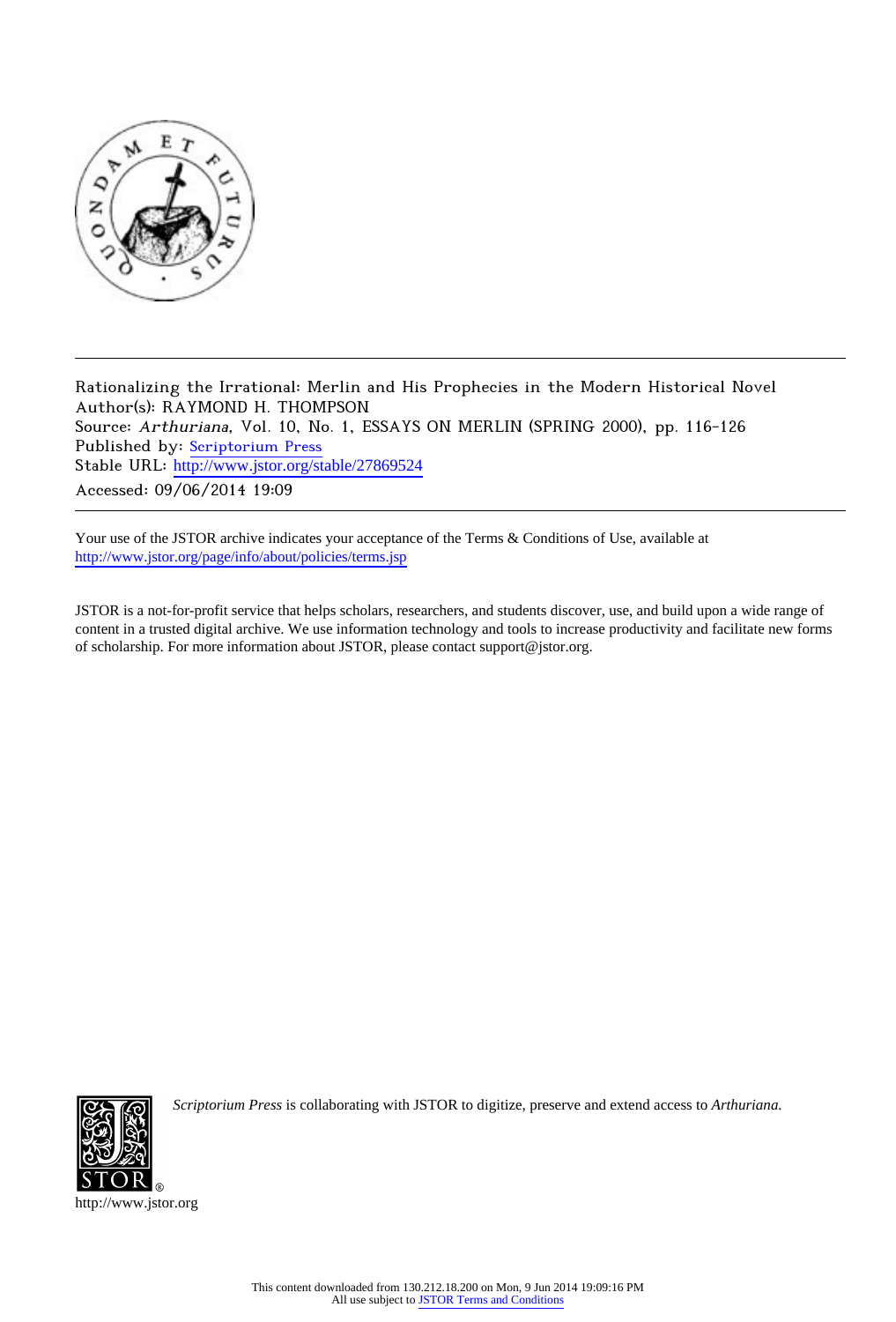Rationalizing the Irrational: Merlin and His Prophecies in the Modern Historical Novel
Author(s): RAYMOND H. THOMPSON
Source: *Arthuriana*, Vol. 10, No. 1, ESSAYS ON MERLIN (SPRING 2000), pp. 116-126
Published by: Scriptorium Press
Stable URL: http://www.jstor.org/stable/27869524
Accessed: 09/06/2014 19:09

Your use of the JSTOR archive indicates your acceptance of the Terms & Conditions of Use, available at http://www.jstor.org/page/info/about/policies/terms.jsp

JSTOR is a not-for-profit service that helps scholars, researchers, and students discover, use, and build upon a wide range of content in a trusted digital archive. We use information technology and tools to increase productivity and facilitate new forms of scholarship. For more information about JSTOR, please contact support@jstor.org.

*Scriptorium Press* is collaborating with JSTOR to digitize, preserve and extend access to *Arthuriana*.

http://www.jstor.org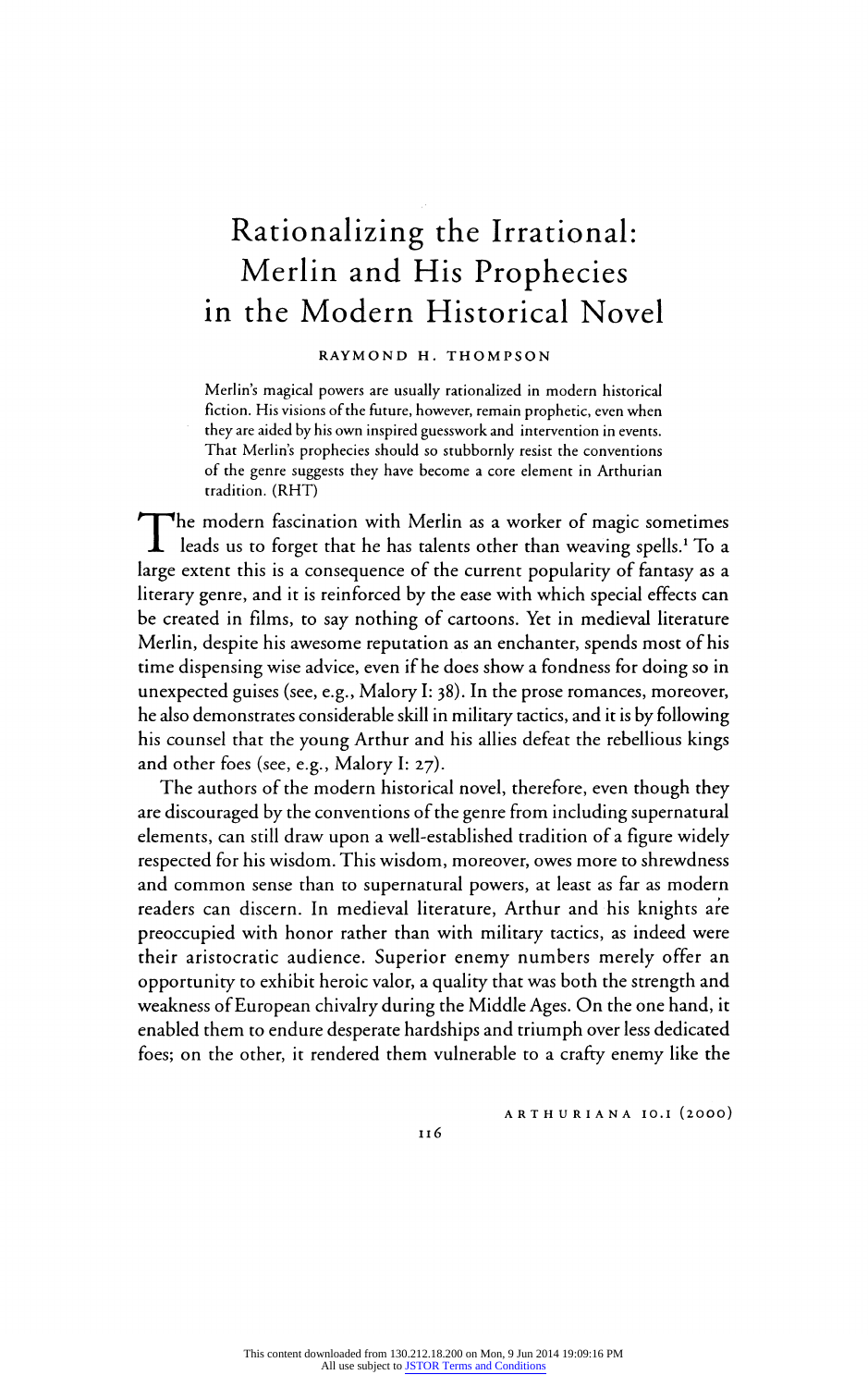# Rationalizing the Irrational: Merlin and His Prophecies in the Modern Historical Novel

RAYMOND H. THOMPSON

Merlin's magical powers are usually rationalized in modern historical fiction. His visions of the future, however, remain prophetic, even when they are aided by his own inspired guesswork and intervention in events. That Merlin's prophecies should so stubbornly resist the conventions of the genre suggests they have become a core element in Arthurian tradition. (RHT)

The modern fascination with Merlin as a worker of magic sometimes leads us to forget that he has talents other than weaving spells.[1] To a large extent this is a consequence of the current popularity of fantasy as a literary genre, and it is reinforced by the ease with which special effects can be created in films, to say nothing of cartoons. Yet in medieval literature Merlin, despite his awesome reputation as an enchanter, spends most of his time dispensing wise advice, even if he does show a fondness for doing so in unexpected guises (see, e.g., Malory I: 38). In the prose romances, moreover, he also demonstrates considerable skill in military tactics, and it is by following his counsel that the young Arthur and his allies defeat the rebellious kings and other foes (see, e.g., Malory I: 27).

The authors of the modern historical novel, therefore, even though they are discouraged by the conventions of the genre from including supernatural elements, can still draw upon a well-established tradition of a figure widely respected for his wisdom. This wisdom, moreover, owes more to shrewdness and common sense than to supernatural powers, at least as far as modern readers can discern. In medieval literature, Arthur and his knights are preoccupied with honor rather than with military tactics, as indeed were their aristocratic audience. Superior enemy numbers merely offer an opportunity to exhibit heroic valor, a quality that was both the strength and weakness of European chivalry during the Middle Ages. On the one hand, it enabled them to endure desperate hardships and triumph over less dedicated foes; on the other, it rendered them vulnerable to a crafty enemy like the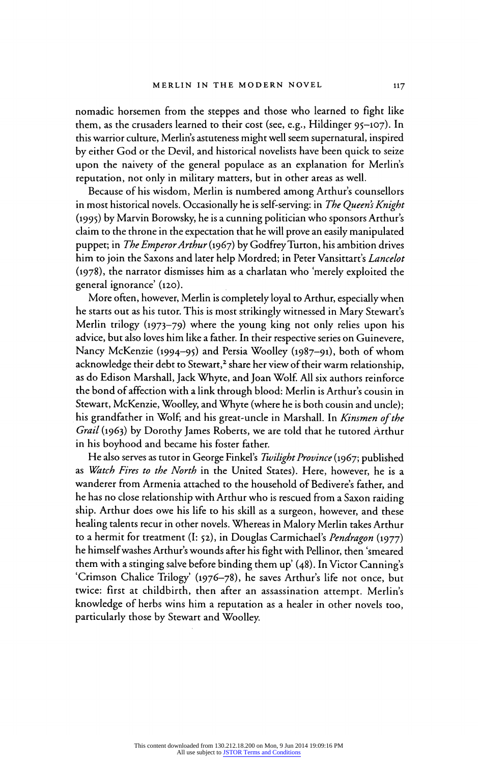nomadic horsemen from the steppes and those who learned to fight like them, as the crusaders learned to their cost (see, e.g., Hildinger 95–107). In this warrior culture, Merlin's astuteness might well seem supernatural, inspired by either God or the Devil, and historical novelists have been quick to seize upon the naivety of the general populace as an explanation for Merlin's reputation, not only in military matters, but in other areas as well.

Because of his wisdom, Merlin is numbered among Arthur's counsellors in most historical novels. Occasionally he is self-serving: in *The Queen's Knight* (1995) by Marvin Borowsky, he is a cunning politician who sponsors Arthur's claim to the throne in the expectation that he will prove an easily manipulated puppet; in *The Emperor Arthur* (1967) by Godfrey Turton, his ambition drives him to join the Saxons and later help Mordred; in Peter Vansittart's *Lancelot* (1978), the narrator dismisses him as a charlatan who 'merely exploited the general ignorance' (120).

More often, however, Merlin is completely loyal to Arthur, especially when he starts out as his tutor. This is most strikingly witnessed in Mary Stewart's Merlin trilogy (1973–79) where the young king not only relies upon his advice, but also loves him like a father. In their respective series on Guinevere, Nancy McKenzie (1994–95) and Persia Woolley (1987–91), both of whom acknowledge their debt to Stewart,[2] share her view of their warm relationship, as do Edison Marshall, Jack Whyte, and Joan Wolf. All six authors reinforce the bond of affection with a link through blood: Merlin is Arthur's cousin in Stewart, McKenzie, Woolley, and Whyte (where he is both cousin and uncle); his grandfather in Wolf; and his great-uncle in Marshall. In *Kinsmen of the Grail* (1963) by Dorothy James Roberts, we are told that he tutored Arthur in his boyhood and became his foster father.

He also serves as tutor in George Finkel's *Twilight Province* (1967; published as *Watch Fires to the North* in the United States). Here, however, he is a wanderer from Armenia attached to the household of Bedivere's father, and he has no close relationship with Arthur who is rescued from a Saxon raiding ship. Arthur does owe his life to his skill as a surgeon, however, and these healing talents recur in other novels. Whereas in Malory Merlin takes Arthur to a hermit for treatment (I: 52), in Douglas Carmichael's *Pendragon* (1977) he himself washes Arthur's wounds after his fight with Pellinor, then 'smeared them with a stinging salve before binding them up' (48). In Victor Canning's 'Crimson Chalice Trilogy' (1976–78), he saves Arthur's life not once, but twice: first at childbirth, then after an assassination attempt. Merlin's knowledge of herbs wins him a reputation as a healer in other novels too, particularly those by Stewart and Woolley.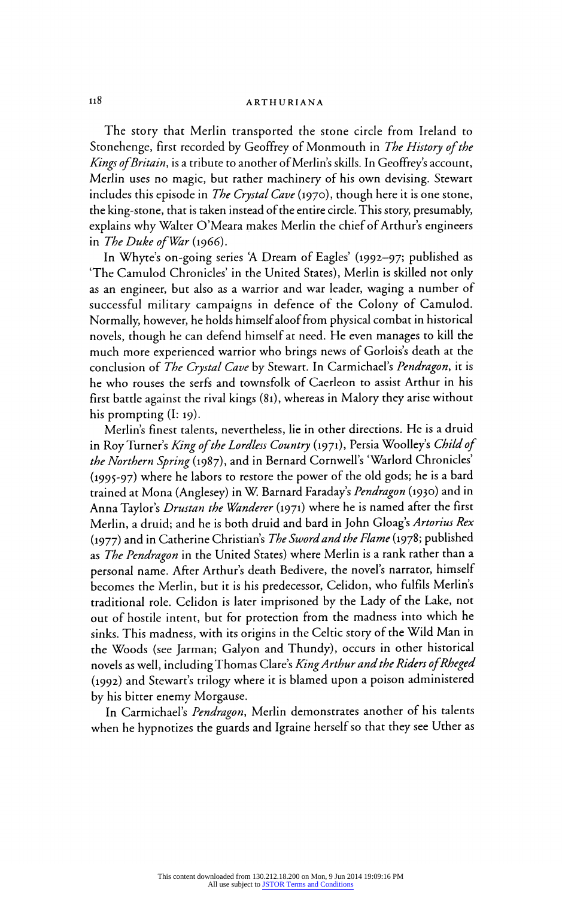The story that Merlin transported the stone circle from Ireland to Stonehenge, first recorded by Geoffrey of Monmouth in *The History of the Kings of Britain*, is a tribute to another of Merlin's skills. In Geoffrey's account, Merlin uses no magic, but rather machinery of his own devising. Stewart includes this episode in *The Crystal Cave* (1970), though here it is one stone, the king-stone, that is taken instead of the entire circle. This story, presumably, explains why Walter O'Meara makes Merlin the chief of Arthur's engineers in *The Duke of War* (1966).

In Whyte's on-going series 'A Dream of Eagles' (1992–97; published as 'The Camulod Chronicles' in the United States), Merlin is skilled not only as an engineer, but also as a warrior and war leader, waging a number of successful military campaigns in defence of the Colony of Camulod. Normally, however, he holds himself aloof from physical combat in historical novels, though he can defend himself at need. He even manages to kill the much more experienced warrior who brings news of Gorlois's death at the conclusion of *The Crystal Cave* by Stewart. In Carmichael's *Pendragon*, it is he who rouses the serfs and townsfolk of Caerleon to assist Arthur in his first battle against the rival kings (81), whereas in Malory they arise without his prompting (I: 19).

Merlin's finest talents, nevertheless, lie in other directions. He is a druid in Roy Turner's *King of the Lordless Country* (1971), Persia Woolley's *Child of the Northern Spring* (1987), and in Bernard Cornwell's 'Warlord Chronicles' (1995-97) where he labors to restore the power of the old gods; he is a bard trained at Mona (Anglesey) in W. Barnard Faraday's *Pendragon* (1930) and in Anna Taylor's *Drustan the Wanderer* (1971) where he is named after the first Merlin, a druid; and he is both druid and bard in John Gloag's *Artorius Rex* (1977) and in Catherine Christian's *The Sword and the Flame* (1978; published as *The Pendragon* in the United States) where Merlin is a rank rather than a personal name. After Arthur's death Bedivere, the novel's narrator, himself becomes the Merlin, but it is his predecessor, Celidon, who fulfils Merlin's traditional role. Celidon is later imprisoned by the Lady of the Lake, not out of hostile intent, but for protection from the madness into which he sinks. This madness, with its origins in the Celtic story of the Wild Man in the Woods (see Jarman; Galyon and Thundy), occurs in other historical novels as well, including Thomas Clare's *King Arthur and the Riders of Rheged* (1992) and Stewart's trilogy where it is blamed upon a poison administered by his bitter enemy Morgause.

In Carmichael's *Pendragon*, Merlin demonstrates another of his talents when he hypnotizes the guards and Igraine herself so that they see Uther as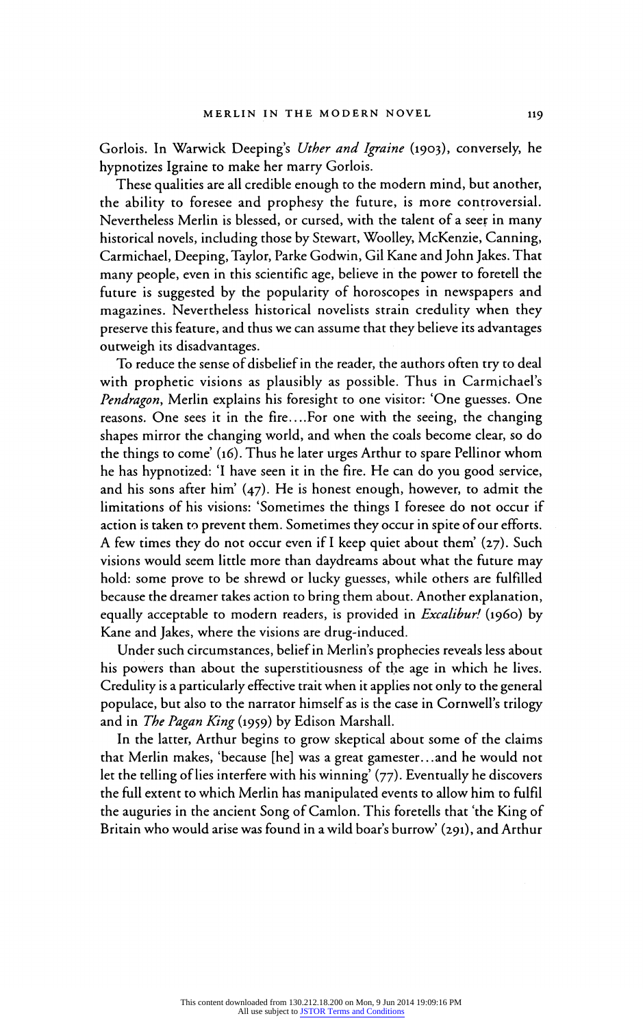Gorlois. In Warwick Deeping's *Uther and Igraine* (1903), conversely, he hypnotizes Igraine to make her marry Gorlois.

These qualities are all credible enough to the modern mind, but another, the ability to foresee and prophesy the future, is more controversial. Nevertheless Merlin is blessed, or cursed, with the talent of a seer in many historical novels, including those by Stewart, Woolley, McKenzie, Canning, Carmichael, Deeping, Taylor, Parke Godwin, Gil Kane and John Jakes. That many people, even in this scientific age, believe in the power to foretell the future is suggested by the popularity of horoscopes in newspapers and magazines. Nevertheless historical novelists strain credulity when they preserve this feature, and thus we can assume that they believe its advantages outweigh its disadvantages.

To reduce the sense of disbelief in the reader, the authors often try to deal with prophetic visions as plausibly as possible. Thus in Carmichael's *Pendragon*, Merlin explains his foresight to one visitor: 'One guesses. One reasons. One sees it in the fire....For one with the seeing, the changing shapes mirror the changing world, and when the coals become clear, so do the things to come' (16). Thus he later urges Arthur to spare Pellinor whom he has hypnotized: 'I have seen it in the fire. He can do you good service, and his sons after him' (47). He is honest enough, however, to admit the limitations of his visions: 'Sometimes the things I foresee do not occur if action is taken to prevent them. Sometimes they occur in spite of our efforts. A few times they do not occur even if I keep quiet about them' (27). Such visions would seem little more than daydreams about what the future may hold: some prove to be shrewd or lucky guesses, while others are fulfilled because the dreamer takes action to bring them about. Another explanation, equally acceptable to modern readers, is provided in *Excalibur!* (1960) by Kane and Jakes, where the visions are drug-induced.

Under such circumstances, belief in Merlin's prophecies reveals less about his powers than about the superstitiousness of the age in which he lives. Credulity is a particularly effective trait when it applies not only to the general populace, but also to the narrator himself as is the case in Cornwell's trilogy and in *The Pagan King* (1959) by Edison Marshall.

In the latter, Arthur begins to grow skeptical about some of the claims that Merlin makes, 'because [he] was a great gamester...and he would not let the telling of lies interfere with his winning' (77). Eventually he discovers the full extent to which Merlin has manipulated events to allow him to fulfil the auguries in the ancient Song of Camlon. This foretells that 'the King of Britain who would arise was found in a wild boar's burrow' (291), and Arthur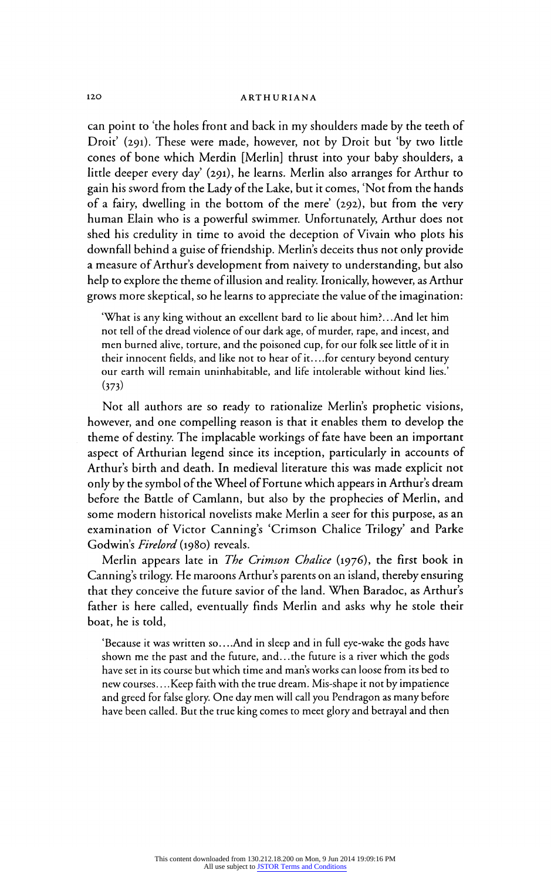can point to 'the holes front and back in my shoulders made by the teeth of Droit' (291). These were made, however, not by Droit but 'by two little cones of bone which Merdin [Merlin] thrust into your baby shoulders, a little deeper every day' (291), he learns. Merlin also arranges for Arthur to gain his sword from the Lady of the Lake, but it comes, 'Not from the hands of a fairy, dwelling in the bottom of the mere' (292), but from the very human Elain who is a powerful swimmer. Unfortunately, Arthur does not shed his credulity in time to avoid the deception of Vivain who plots his downfall behind a guise of friendship. Merlin's deceits thus not only provide a measure of Arthur's development from naivety to understanding, but also help to explore the theme of illusion and reality. Ironically, however, as Arthur grows more skeptical, so he learns to appreciate the value of the imagination:

> 'What is any king without an excellent bard to lie about him?...And let him not tell of the dread violence of our dark age, of murder, rape, and incest, and men burned alive, torture, and the poisoned cup, for our folk see little of it in their innocent fields, and like not to hear of it....for century beyond century our earth will remain uninhabitable, and life intolerable without kind lies.' (373)

Not all authors are so ready to rationalize Merlin's prophetic visions, however, and one compelling reason is that it enables them to develop the theme of destiny. The implacable workings of fate have been an important aspect of Arthurian legend since its inception, particularly in accounts of Arthur's birth and death. In medieval literature this was made explicit not only by the symbol of the Wheel of Fortune which appears in Arthur's dream before the Battle of Camlann, but also by the prophecies of Merlin, and some modern historical novelists make Merlin a seer for this purpose, as an examination of Victor Canning's 'Crimson Chalice Trilogy' and Parke Godwin's *Firelord* (1980) reveals.

Merlin appears late in *The Crimson Chalice* (1976), the first book in Canning's trilogy. He maroons Arthur's parents on an island, thereby ensuring that they conceive the future savior of the land. When Baradoc, as Arthur's father is here called, eventually finds Merlin and asks why he stole their boat, he is told,

> 'Because it was written so....And in sleep and in full eye-wake the gods have shown me the past and the future, and...the future is a river which the gods have set in its course but which time and man's works can loose from its bed to new courses....Keep faith with the true dream. Mis-shape it not by impatience and greed for false glory. One day men will call you Pendragon as many before have been called. But the true king comes to meet glory and betrayal and then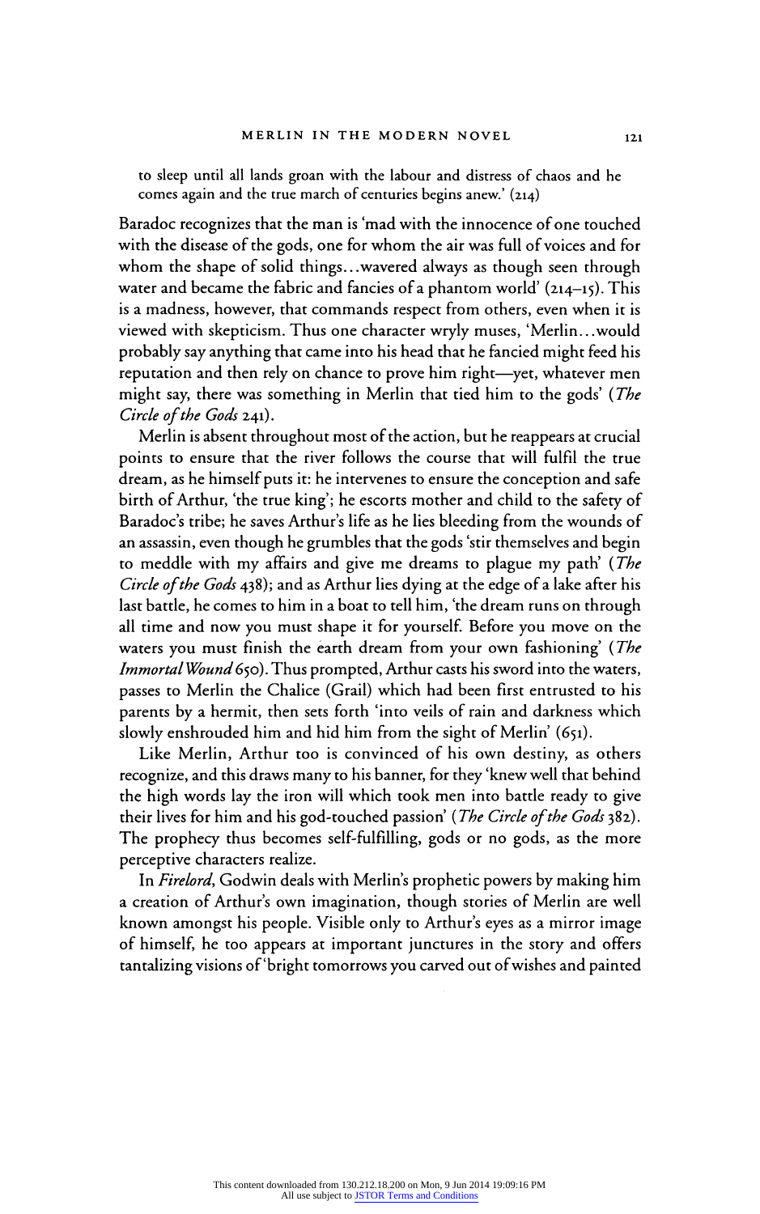to sleep until all lands groan with the labour and distress of chaos and he comes again and the true march of centuries begins anew.' (214)

Baradoc recognizes that the man is 'mad with the innocence of one touched with the disease of the gods, one for whom the air was full of voices and for whom the shape of solid things...wavered always as though seen through water and became the fabric and fancies of a phantom world' (214–15). This is a madness, however, that commands respect from others, even when it is viewed with skepticism. Thus one character wryly muses, 'Merlin...would probably say anything that came into his head that he fancied might feed his reputation and then rely on chance to prove him right—yet, whatever men might say, there was something in Merlin that tied him to the gods' (*The Circle of the Gods* 241).

Merlin is absent throughout most of the action, but he reappears at crucial points to ensure that the river follows the course that will fulfil the true dream, as he himself puts it: he intervenes to ensure the conception and safe birth of Arthur, 'the true king'; he escorts mother and child to the safety of Baradoc's tribe; he saves Arthur's life as he lies bleeding from the wounds of an assassin, even though he grumbles that the gods 'stir themselves and begin to meddle with my affairs and give me dreams to plague my path' (*The Circle of the Gods* 438); and as Arthur lies dying at the edge of a lake after his last battle, he comes to him in a boat to tell him, 'the dream runs on through all time and now you must shape it for yourself. Before you move on the waters you must finish the earth dream from your own fashioning' (*The Immortal Wound* 650). Thus prompted, Arthur casts his sword into the waters, passes to Merlin the Chalice (Grail) which had been first entrusted to his parents by a hermit, then sets forth 'into veils of rain and darkness which slowly enshrouded him and hid him from the sight of Merlin' (651).

Like Merlin, Arthur too is convinced of his own destiny, as others recognize, and this draws many to his banner, for they 'knew well that behind the high words lay the iron will which took men into battle ready to give their lives for him and his god-touched passion' (*The Circle of the Gods* 382). The prophecy thus becomes self-fulfilling, gods or no gods, as the more perceptive characters realize.

In *Firelord*, Godwin deals with Merlin's prophetic powers by making him a creation of Arthur's own imagination, though stories of Merlin are well known amongst his people. Visible only to Arthur's eyes as a mirror image of himself, he too appears at important junctures in the story and offers tantalizing visions of 'bright tomorrows you carved out of wishes and painted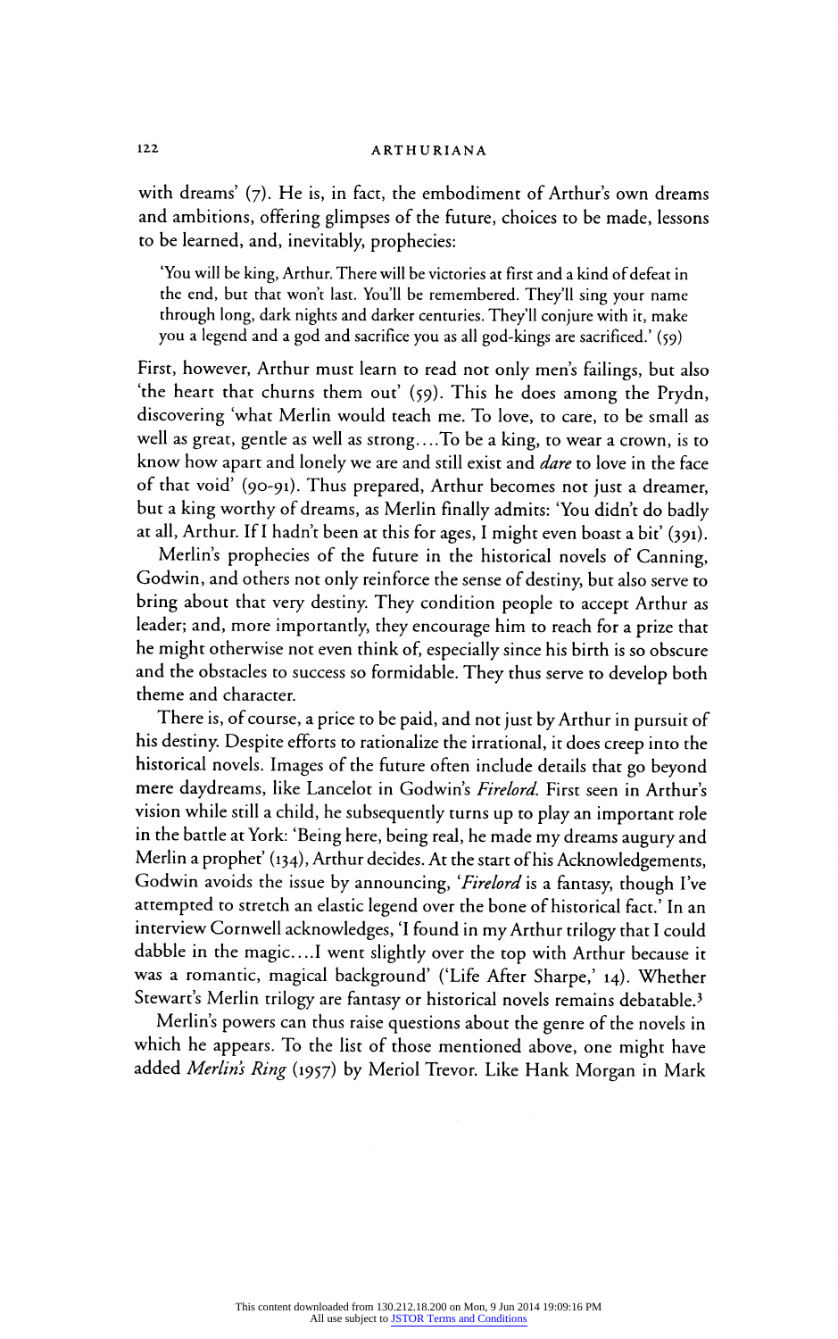with dreams' (7). He is, in fact, the embodiment of Arthur's own dreams and ambitions, offering glimpses of the future, choices to be made, lessons to be learned, and, inevitably, prophecies:

> 'You will be king, Arthur. There will be victories at first and a kind of defeat in the end, but that won't last. You'll be remembered. They'll sing your name through long, dark nights and darker centuries. They'll conjure with it, make you a legend and a god and sacrifice you as all god-kings are sacrificed.' (59)

First, however, Arthur must learn to read not only men's failings, but also 'the heart that churns them out' (59). This he does among the Prydn, discovering 'what Merlin would teach me. To love, to care, to be small as well as great, gentle as well as strong....To be a king, to wear a crown, is to know how apart and lonely we are and still exist and *dare* to love in the face of that void' (90-91). Thus prepared, Arthur becomes not just a dreamer, but a king worthy of dreams, as Merlin finally admits: 'You didn't do badly at all, Arthur. If I hadn't been at this for ages, I might even boast a bit' (391).

Merlin's prophecies of the future in the historical novels of Canning, Godwin, and others not only reinforce the sense of destiny, but also serve to bring about that very destiny. They condition people to accept Arthur as leader; and, more importantly, they encourage him to reach for a prize that he might otherwise not even think of, especially since his birth is so obscure and the obstacles to success so formidable. They thus serve to develop both theme and character.

There is, of course, a price to be paid, and not just by Arthur in pursuit of his destiny. Despite efforts to rationalize the irrational, it does creep into the historical novels. Images of the future often include details that go beyond mere daydreams, like Lancelot in Godwin's *Firelord.* First seen in Arthur's vision while still a child, he subsequently turns up to play an important role in the battle at York: 'Being here, being real, he made my dreams augury and Merlin a prophet' (134), Arthur decides. At the start of his Acknowledgements, Godwin avoids the issue by announcing, '*Firelord* is a fantasy, though I've attempted to stretch an elastic legend over the bone of historical fact.' In an interview Cornwell acknowledges, 'I found in my Arthur trilogy that I could dabble in the magic....I went slightly over the top with Arthur because it was a romantic, magical background' ('Life After Sharpe,' 14). Whether Stewart's Merlin trilogy are fantasy or historical novels remains debatable.[3]

Merlin's powers can thus raise questions about the genre of the novels in which he appears. To the list of those mentioned above, one might have added *Merlin's Ring* (1957) by Meriol Trevor. Like Hank Morgan in Mark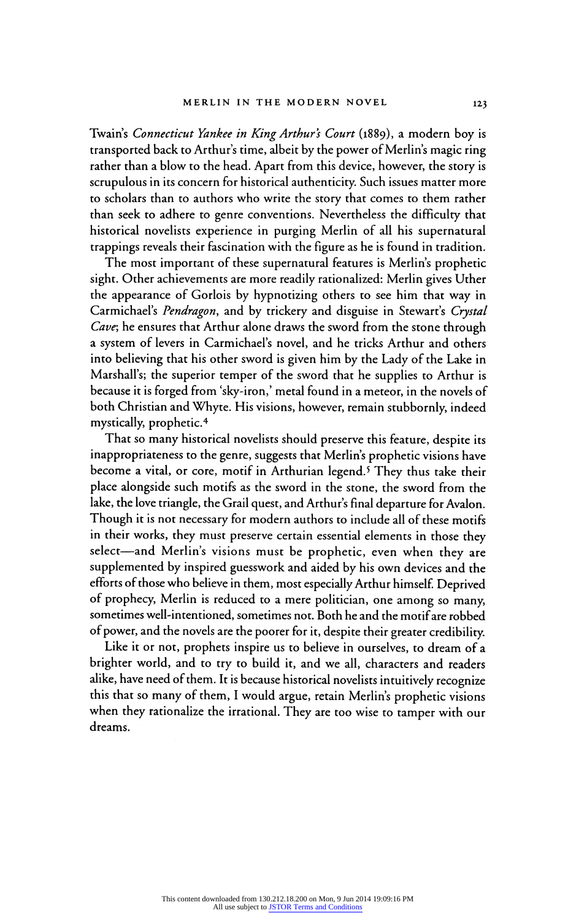Twain's *Connecticut Yankee in King Arthur's Court* (1889), a modern boy is transported back to Arthur's time, albeit by the power of Merlin's magic ring rather than a blow to the head. Apart from this device, however, the story is scrupulous in its concern for historical authenticity. Such issues matter more to scholars than to authors who write the story that comes to them rather than seek to adhere to genre conventions. Nevertheless the difficulty that historical novelists experience in purging Merlin of all his supernatural trappings reveals their fascination with the figure as he is found in tradition.

The most important of these supernatural features is Merlin's prophetic sight. Other achievements are more readily rationalized: Merlin gives Uther the appearance of Gorlois by hypnotizing others to see him that way in Carmichael's *Pendragon*, and by trickery and disguise in Stewart's *Crystal Cave*; he ensures that Arthur alone draws the sword from the stone through a system of levers in Carmichael's novel, and he tricks Arthur and others into believing that his other sword is given him by the Lady of the Lake in Marshall's; the superior temper of the sword that he supplies to Arthur is because it is forged from 'sky-iron,' metal found in a meteor, in the novels of both Christian and Whyte. His visions, however, remain stubbornly, indeed mystically, prophetic.[4]

That so many historical novelists should preserve this feature, despite its inappropriateness to the genre, suggests that Merlin's prophetic visions have become a vital, or core, motif in Arthurian legend.[5] They thus take their place alongside such motifs as the sword in the stone, the sword from the lake, the love triangle, the Grail quest, and Arthur's final departure for Avalon. Though it is not necessary for modern authors to include all of these motifs in their works, they must preserve certain essential elements in those they select—and Merlin's visions must be prophetic, even when they are supplemented by inspired guesswork and aided by his own devices and the efforts of those who believe in them, most especially Arthur himself. Deprived of prophecy, Merlin is reduced to a mere politician, one among so many, sometimes well-intentioned, sometimes not. Both he and the motif are robbed of power, and the novels are the poorer for it, despite their greater credibility.

Like it or not, prophets inspire us to believe in ourselves, to dream of a brighter world, and to try to build it, and we all, characters and readers alike, have need of them. It is because historical novelists intuitively recognize this that so many of them, I would argue, retain Merlin's prophetic visions when they rationalize the irrational. They are too wise to tamper with our dreams.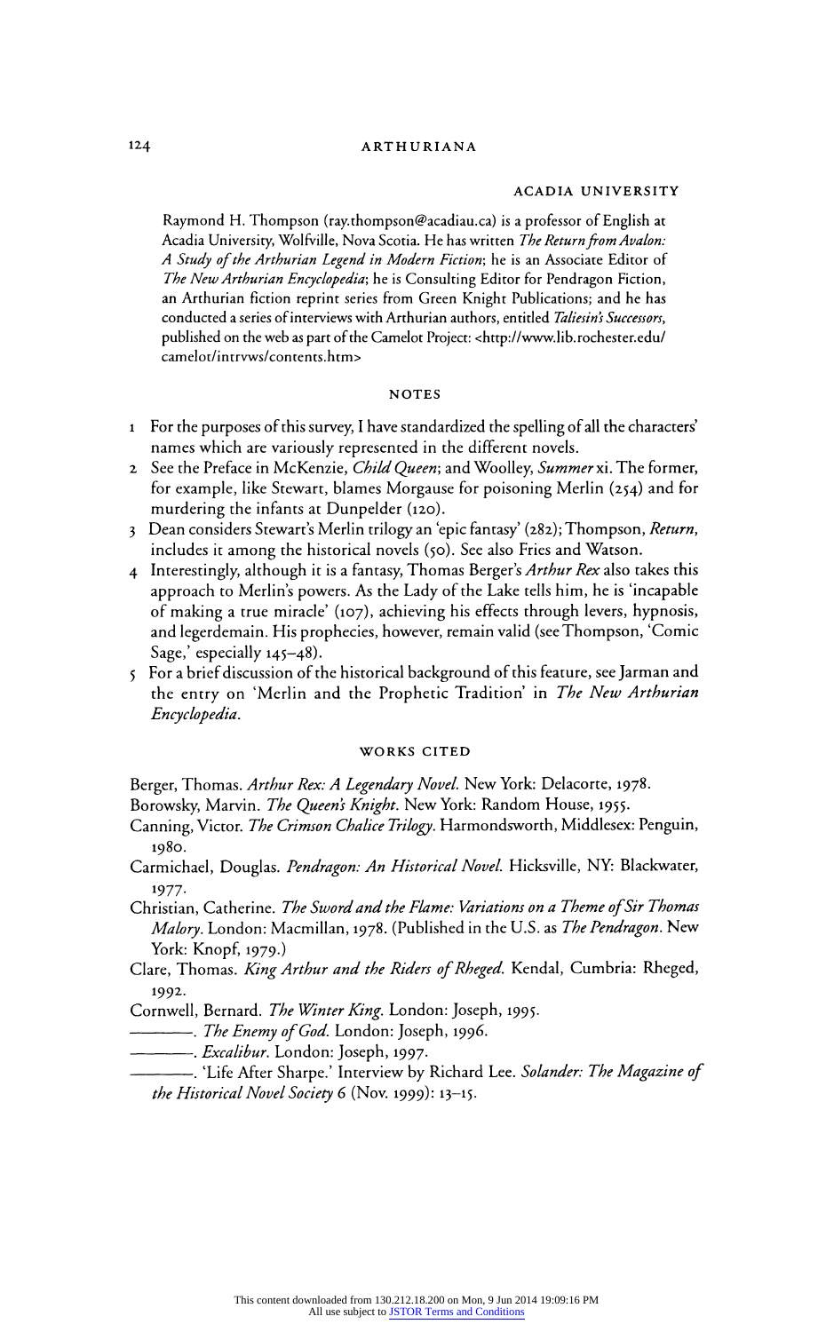ACADIA UNIVERSITY

Raymond H. Thompson (ray.thompson@acadiau.ca) is a professor of English at Acadia University, Wolfville, Nova Scotia. He has written *The Return from Avalon: A Study of the Arthurian Legend in Modern Fiction*; he is an Associate Editor of *The New Arthurian Encyclopedia*; he is Consulting Editor for Pendragon Fiction, an Arthurian fiction reprint series from Green Knight Publications; and he has conducted a series of interviews with Arthurian authors, entitled *Taliesin's Successors*, published on the web as part of the Camelot Project: <http://www.lib.rochester.edu/camelot/intrvws/contents.htm>

## NOTES

1. For the purposes of this survey, I have standardized the spelling of all the characters' names which are variously represented in the different novels.
2. See the Preface in McKenzie, *Child Queen*; and Woolley, *Summer* xi. The former, for example, like Stewart, blames Morgause for poisoning Merlin (254) and for murdering the infants at Dunpelder (120).
3. Dean considers Stewart's Merlin trilogy an 'epic fantasy' (282); Thompson, *Return*, includes it among the historical novels (50). See also Fries and Watson.
4. Interestingly, although it is a fantasy, Thomas Berger's *Arthur Rex* also takes this approach to Merlin's powers. As the Lady of the Lake tells him, he is 'incapable of making a true miracle' (107), achieving his effects through levers, hypnosis, and legerdemain. His prophecies, however, remain valid (see Thompson, 'Comic Sage,' especially 145–48).
5. For a brief discussion of the historical background of this feature, see Jarman and the entry on 'Merlin and the Prophetic Tradition' in *The New Arthurian Encyclopedia*.

## WORKS CITED

Berger, Thomas. *Arthur Rex: A Legendary Novel*. New York: Delacorte, 1978.

Borowsky, Marvin. *The Queen's Knight*. New York: Random House, 1955.

Canning, Victor. *The Crimson Chalice Trilogy*. Harmondsworth, Middlesex: Penguin, 1980.

Carmichael, Douglas. *Pendragon: An Historical Novel*. Hicksville, NY: Blackwater, 1977.

Christian, Catherine. *The Sword and the Flame: Variations on a Theme of Sir Thomas Malory*. London: Macmillan, 1978. (Published in the U.S. as *The Pendragon*. New York: Knopf, 1979.)

Clare, Thomas. *King Arthur and the Riders of Rheged*. Kendal, Cumbria: Rheged, 1992.

Cornwell, Bernard. *The Winter King*. London: Joseph, 1995.

———. *The Enemy of God*. London: Joseph, 1996.

———. *Excalibur*. London: Joseph, 1997.

———. 'Life After Sharpe.' Interview by Richard Lee. *Solander: The Magazine of the Historical Novel Society* 6 (Nov. 1999): 13–15.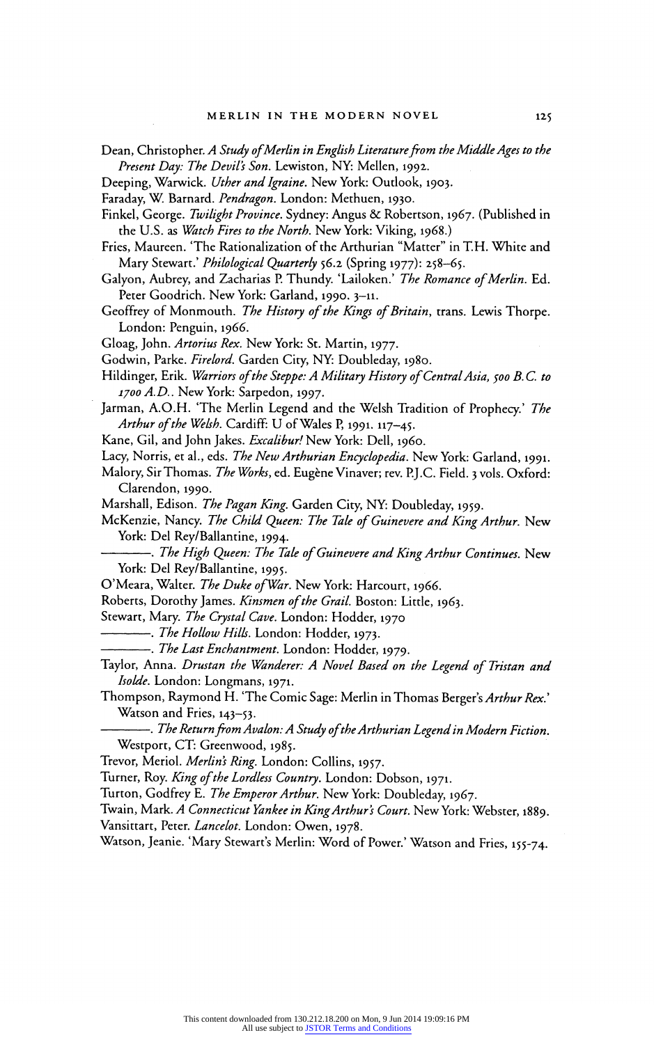Dean, Christopher. *A Study of Merlin in English Literature from the Middle Ages to the Present Day: The Devil's Son*. Lewiston, NY: Mellen, 1992.

Deeping, Warwick. *Uther and Igraine*. New York: Outlook, 1903.

Faraday, W. Barnard. *Pendragon*. London: Methuen, 1930.

Finkel, George. *Twilight Province*. Sydney: Angus & Robertson, 1967. (Published in the U.S. as *Watch Fires to the North*. New York: Viking, 1968.)

Fries, Maureen. 'The Rationalization of the Arthurian "Matter" in T.H. White and Mary Stewart.' *Philological Quarterly* 56.2 (Spring 1977): 258–65.

Galyon, Aubrey, and Zacharias P. Thundy. 'Lailoken.' *The Romance of Merlin*. Ed. Peter Goodrich. New York: Garland, 1990. 3–11.

Geoffrey of Monmouth. *The History of the Kings of Britain*, trans. Lewis Thorpe. London: Penguin, 1966.

Gloag, John. *Artorius Rex*. New York: St. Martin, 1977.

Godwin, Parke. *Firelord*. Garden City, NY: Doubleday, 1980.

Hildinger, Erik. *Warriors of the Steppe: A Military History of Central Asia, 500 B.C. to 1700 A.D.*. New York: Sarpedon, 1997.

Jarman, A.O.H. 'The Merlin Legend and the Welsh Tradition of Prophecy.' *The Arthur of the Welsh*. Cardiff: U of Wales P, 1991. 117–45.

Kane, Gil, and John Jakes. *Excalibur!* New York: Dell, 1960.

Lacy, Norris, et al., eds. *The New Arthurian Encyclopedia*. New York: Garland, 1991.

Malory, Sir Thomas. *The Works*, ed. Eugène Vinaver; rev. P.J.C. Field. 3 vols. Oxford: Clarendon, 1990.

Marshall, Edison. *The Pagan King*. Garden City, NY: Doubleday, 1959.

McKenzie, Nancy. *The Child Queen: The Tale of Guinevere and King Arthur*. New York: Del Rey/Ballantine, 1994.

———. *The High Queen: The Tale of Guinevere and King Arthur Continues*. New York: Del Rey/Ballantine, 1995.

O'Meara, Walter. *The Duke of War*. New York: Harcourt, 1966.

Roberts, Dorothy James. *Kinsmen of the Grail*. Boston: Little, 1963.

Stewart, Mary. *The Crystal Cave*. London: Hodder, 1970

———. *The Hollow Hills*. London: Hodder, 1973.

———. *The Last Enchantment*. London: Hodder, 1979.

Taylor, Anna. *Drustan the Wanderer: A Novel Based on the Legend of Tristan and Isolde*. London: Longmans, 1971.

Thompson, Raymond H. 'The Comic Sage: Merlin in Thomas Berger's *Arthur Rex*.' Watson and Fries, 143–53.

———. *The Return from Avalon: A Study of the Arthurian Legend in Modern Fiction*. Westport, CT: Greenwood, 1985.

Trevor, Meriol. *Merlin's Ring*. London: Collins, 1957.

Turner, Roy. *King of the Lordless Country*. London: Dobson, 1971.

Turton, Godfrey E. *The Emperor Arthur*. New York: Doubleday, 1967.

Twain, Mark. *A Connecticut Yankee in King Arthur's Court*. New York: Webster, 1889.

Vansittart, Peter. *Lancelot*. London: Owen, 1978.

Watson, Jeanie. 'Mary Stewart's Merlin: Word of Power.' Watson and Fries, 155-74.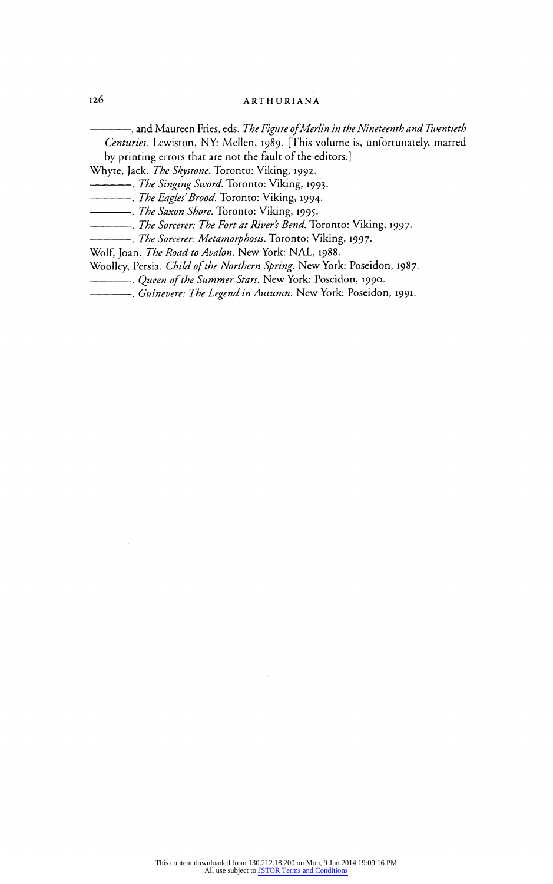———, and Maureen Fries, eds. *The Figure of Merlin in the Nineteenth and Twentieth Centuries*. Lewiston, NY: Mellen, 1989. [This volume is, unfortunately, marred by printing errors that are not the fault of the editors.]

Whyte, Jack. *The Skystone*. Toronto: Viking, 1992.

———. *The Singing Sword*. Toronto: Viking, 1993.

———. *The Eagles' Brood*. Toronto: Viking, 1994.

———. *The Saxon Shore*. Toronto: Viking, 1995.

———. *The Sorcerer: The Fort at River's Bend*. Toronto: Viking, 1997.

———. *The Sorcerer: Metamorphosis*. Toronto: Viking, 1997.

Wolf, Joan. *The Road to Avalon*. New York: NAL, 1988.

Woolley, Persia. *Child of the Northern Spring*. New York: Poseidon, 1987.

———. *Queen of the Summer Stars*. New York: Poseidon, 1990.

———. *Guinevere: The Legend in Autumn*. New York: Poseidon, 1991.